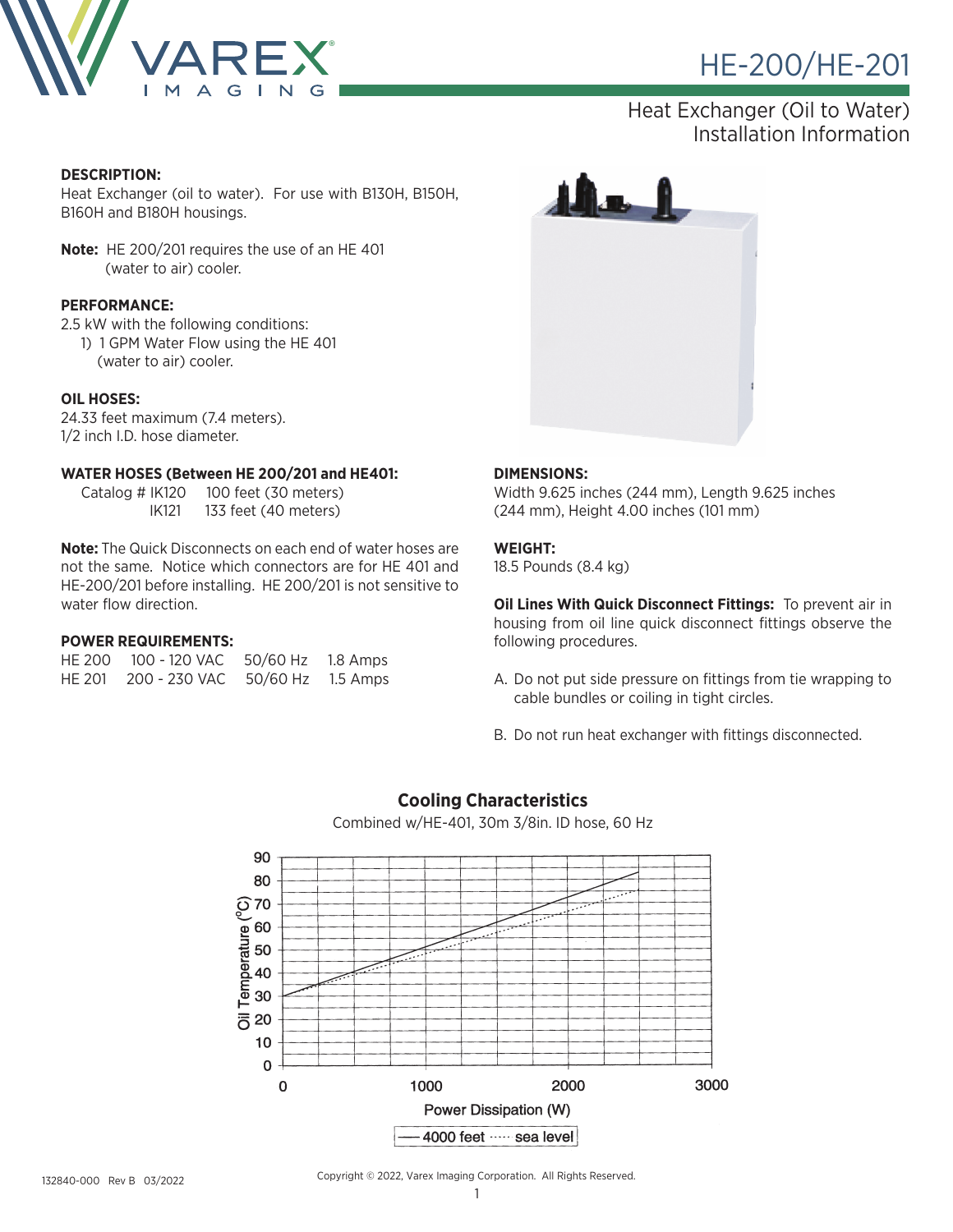# HE-200/HE-201

## Heat Exchanger (Oil to Water) Installation Information

**DESCRIPTION:**
Heat Exchanger (oil to water). For use with B130H, B150H, B160H and B180H housings.

**Note:** HE 200/201 requires the use of an HE 401 (water to air) cooler.

**PERFORMANCE:**
2.5 kW with the following conditions:
1) 1 GPM Water Flow using the HE 401 (water to air) cooler.

**OIL HOSES:**
24.33 feet maximum (7.4 meters).
1/2 inch I.D. hose diameter.

**WATER HOSES (Between HE 200/201 and HE401:**

| Catalog # | | |
|---|---|---|
| Catalog # | IK120 | 100 feet (30 meters) |
| | IK121 | 133 feet (40 meters) |

**Note:** The Quick Disconnects on each end of water hoses are not the same. Notice which connectors are for HE 401 and HE-200/201 before installing. HE 200/201 is not sensitive to water flow direction.

**POWER REQUIREMENTS:**

| | | | |
|---|---|---|---|
| HE 200 | 100 - 120 VAC | 50/60 Hz | 1.8 Amps |
| HE 201 | 200 - 230 VAC | 50/60 Hz | 1.5 Amps |

**DIMENSIONS:**
Width 9.625 inches (244 mm), Length 9.625 inches (244 mm), Height 4.00 inches (101 mm)

**WEIGHT:**
18.5 Pounds (8.4 kg)

**Oil Lines With Quick Disconnect Fittings:** To prevent air in housing from oil line quick disconnect fittings observe the following procedures.

A. Do not put side pressure on fittings from tie wrapping to cable bundles or coiling in tight circles.

B. Do not run heat exchanger with fittings disconnected.

**Cooling Characteristics**

Combined w/HE-401, 30m 3/8in. ID hose, 60 Hz

Oil Temperature (ºC) vs. Power Dissipation (W) — 4000 feet / sea level

132840-000 Rev B 03/2022

Copyright © 2022, Varex Imaging Corporation. All Rights Reserved.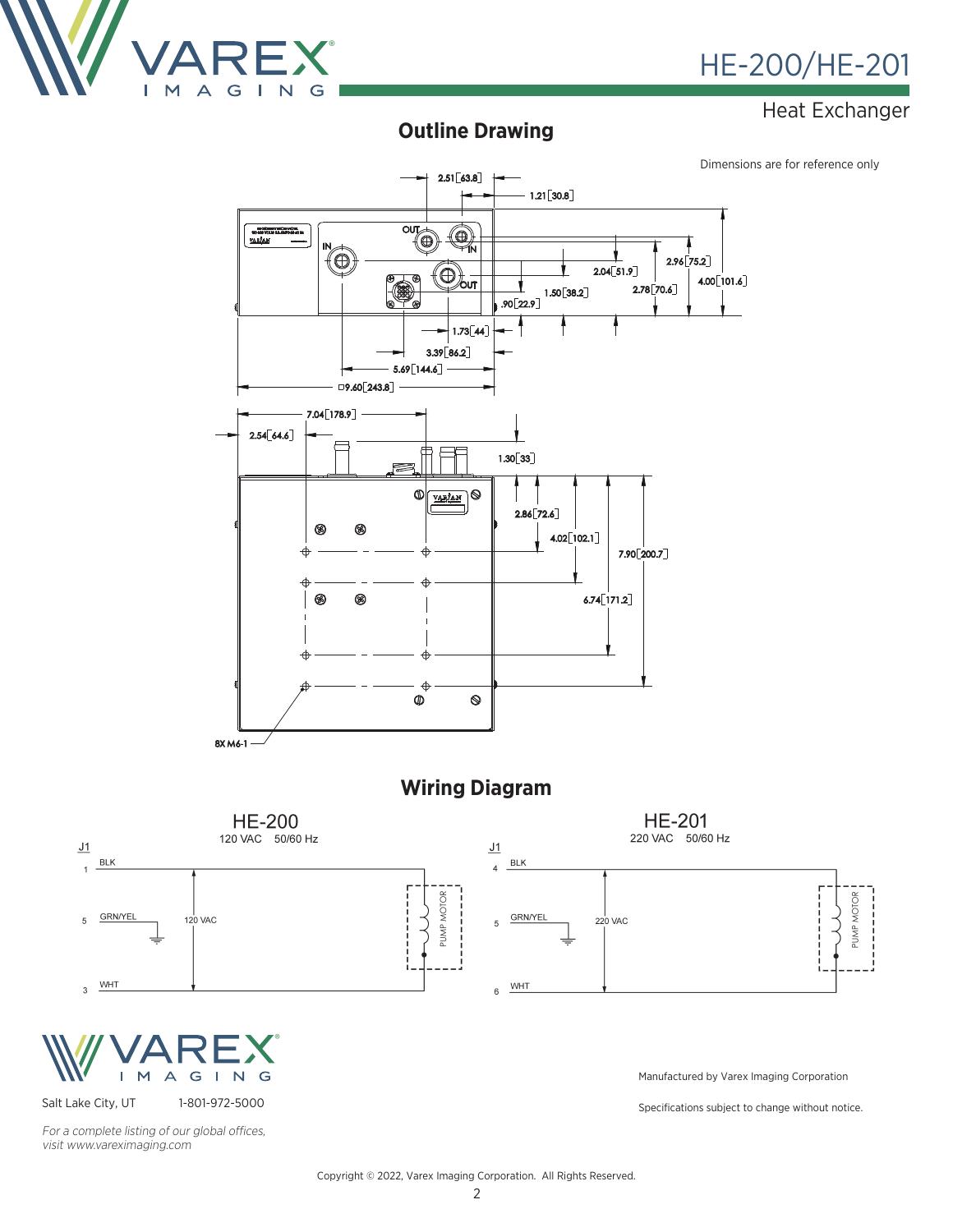## Outline Drawing

Dimensions are for reference only

2.51 [63.8]
1.21 [30.8]
OUT
IN
IN
OUT
2.04 [51.9]
2.96 [75.2]
4.00 [101.6]
2.78 [70.6]
1.50 [38.2]
.90 [22.9]
1.73 [44]
3.39 [86.2]
5.69 [144.6]
□9.60 [243.8]

7.04 [178.9]
2.54 [64.6]
1.30 [33]
2.86 [72.6]
4.02 [102.1]
7.90 [200.7]
6.74 [171.2]
8X M6-1

## Wiring Diagram

**HE-200**
120 VAC 50/60 Hz

J1
1 BLK
5 GRN/YEL
3 WHT
120 VAC
PUMP MOTOR

**HE-201**
220 VAC 50/60 Hz

J1
4 BLK
5 GRN/YEL
6 WHT
220 VAC
PUMP MOTOR

Salt Lake City, UT 1-801-972-5000

*For a complete listing of our global offices, visit www.vareximaging.com*

Manufactured by Varex Imaging Corporation

Specifications subject to change without notice.

Copyright © 2022, Varex Imaging Corporation. All Rights Reserved.